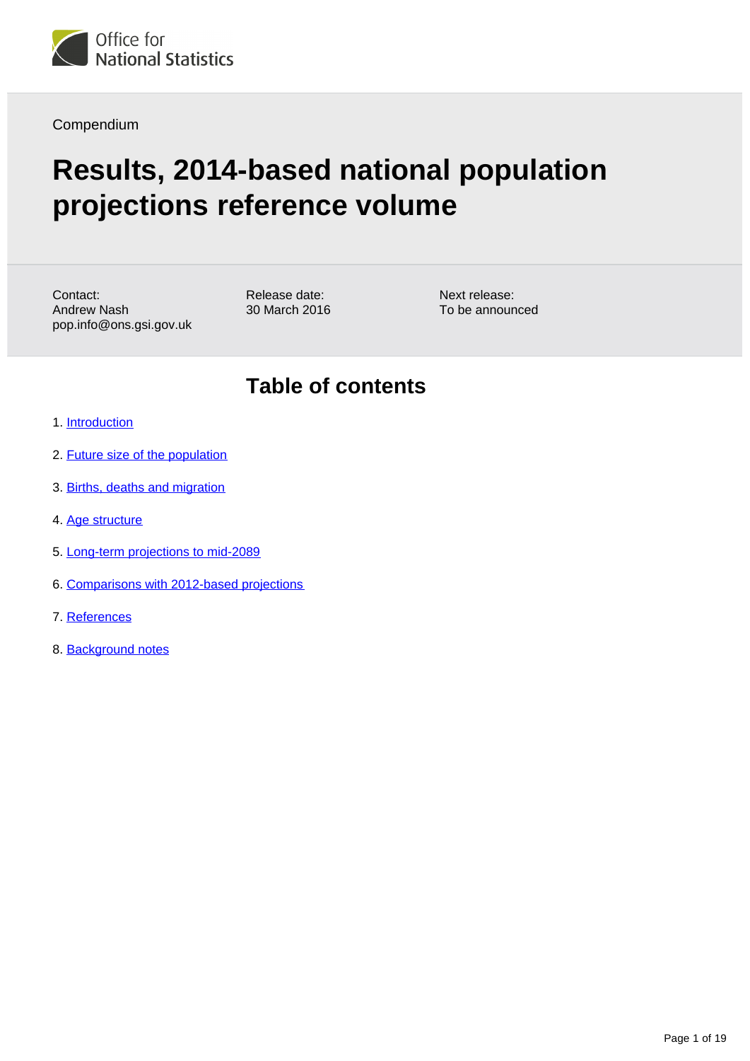Compendium

# Results, 2014-based national population projections reference volume

Contact:
Andrew Nash
pop.info@ons.gsi.gov.uk

Release date:
30 March 2016

Next release:
To be announced

## Table of contents

1. Introduction
2. Future size of the population
3. Births, deaths and migration
4. Age structure
5. Long-term projections to mid-2089
6. Comparisons with 2012-based projections
7. References
8. Background notes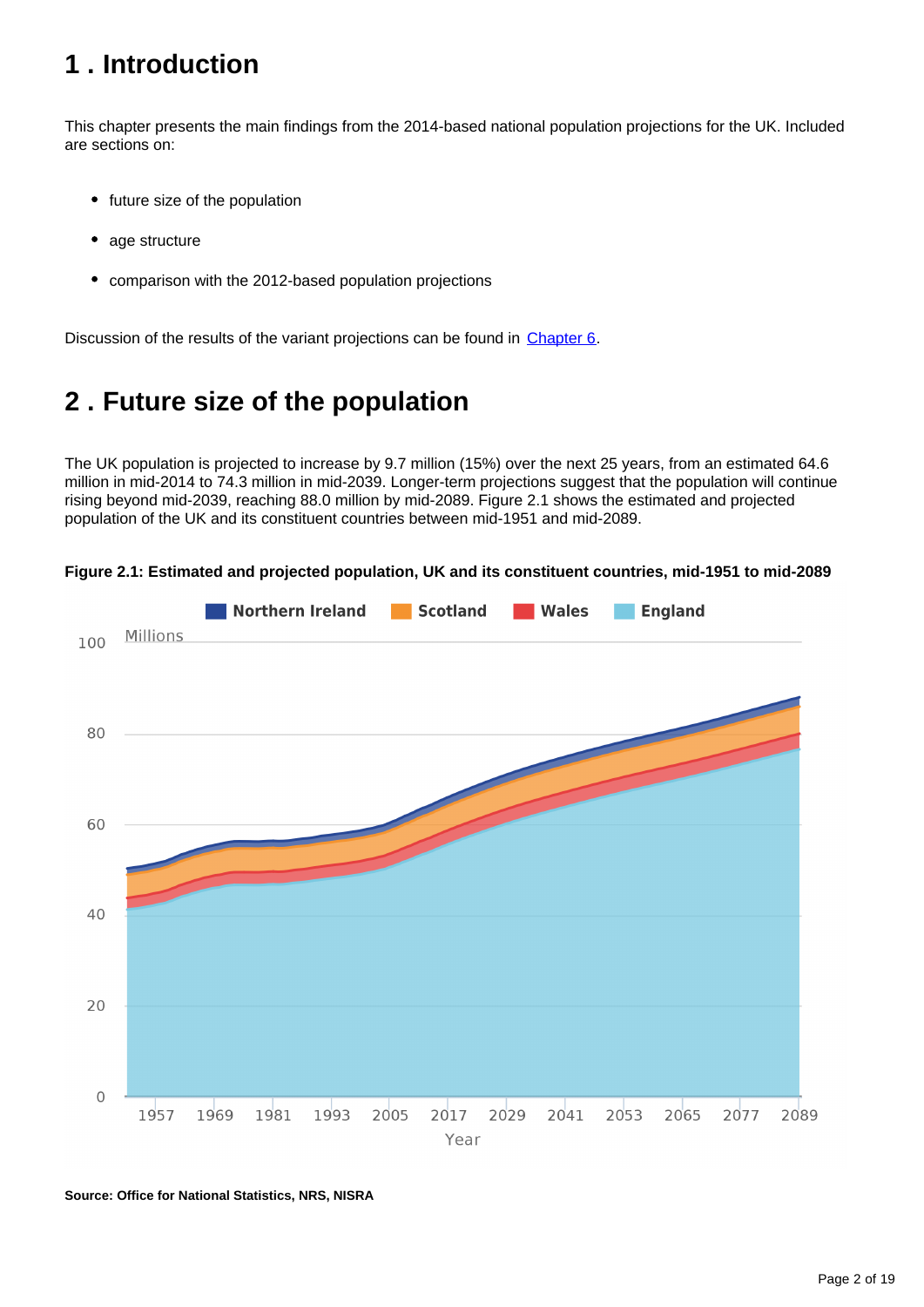# 1 . Introduction

This chapter presents the main findings from the 2014-based national population projections for the UK. Included are sections on:

- future size of the population
- age structure
- comparison with the 2012-based population projections

Discussion of the results of the variant projections can be found in Chapter 6.

# 2 . Future size of the population

The UK population is projected to increase by 9.7 million (15%) over the next 25 years, from an estimated 64.6 million in mid-2014 to 74.3 million in mid-2039. Longer-term projections suggest that the population will continue rising beyond mid-2039, reaching 88.0 million by mid-2089. Figure 2.1 shows the estimated and projected population of the UK and its constituent countries between mid-1951 and mid-2089.

**Figure 2.1: Estimated and projected population, UK and its constituent countries, mid-1951 to mid-2089**

**Source: Office for National Statistics, NRS, NISRA**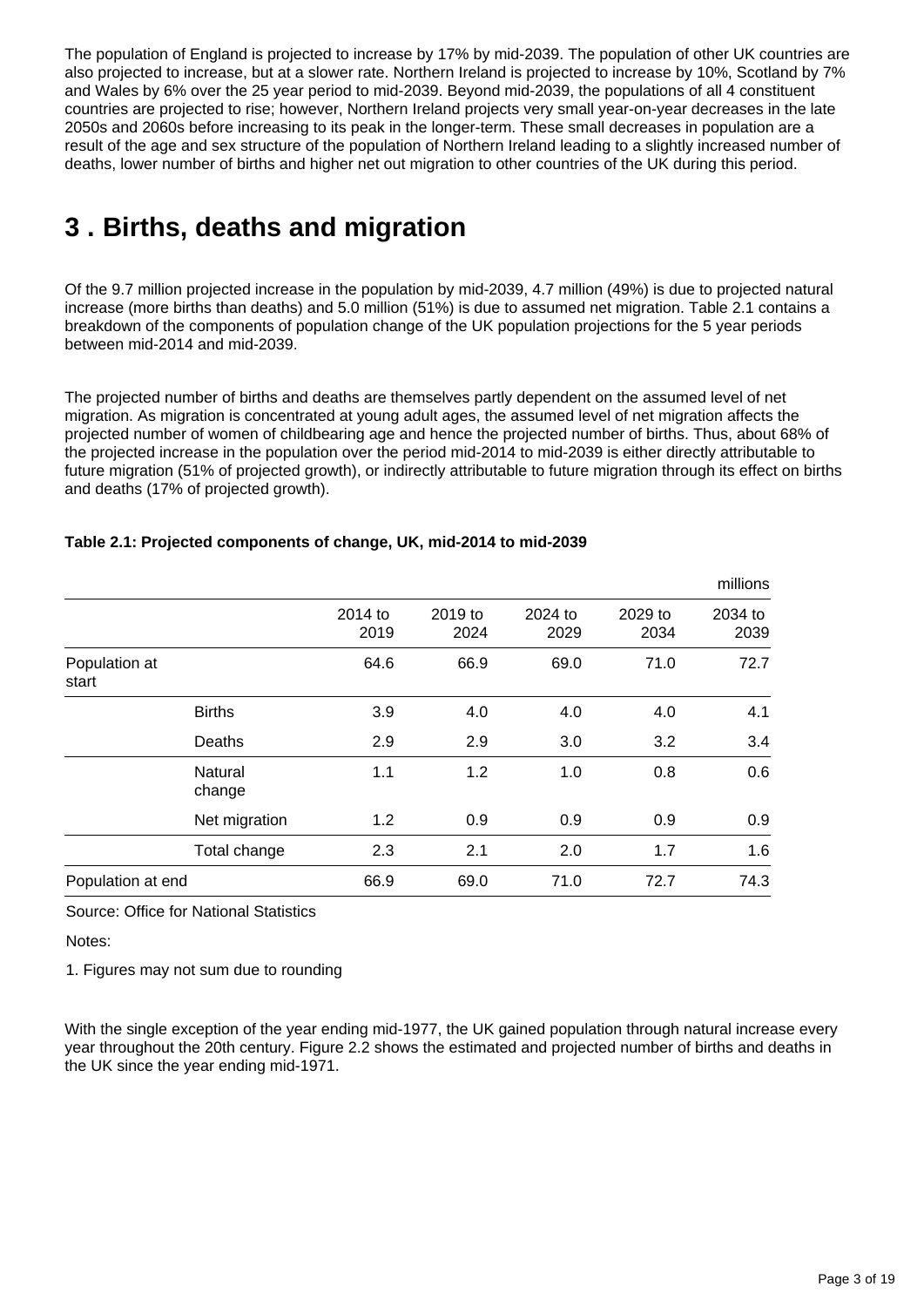The population of England is projected to increase by 17% by mid-2039. The population of other UK countries are also projected to increase, but at a slower rate. Northern Ireland is projected to increase by 10%, Scotland by 7% and Wales by 6% over the 25 year period to mid-2039. Beyond mid-2039, the populations of all 4 constituent countries are projected to rise; however, Northern Ireland projects very small year-on-year decreases in the late 2050s and 2060s before increasing to its peak in the longer-term. These small decreases in population are a result of the age and sex structure of the population of Northern Ireland leading to a slightly increased number of deaths, lower number of births and higher net out migration to other countries of the UK during this period.

## 3 . Births, deaths and migration

Of the 9.7 million projected increase in the population by mid-2039, 4.7 million (49%) is due to projected natural increase (more births than deaths) and 5.0 million (51%) is due to assumed net migration. Table 2.1 contains a breakdown of the components of population change of the UK population projections for the 5 year periods between mid-2014 and mid-2039.

The projected number of births and deaths are themselves partly dependent on the assumed level of net migration. As migration is concentrated at young adult ages, the assumed level of net migration affects the projected number of women of childbearing age and hence the projected number of births. Thus, about 68% of the projected increase in the population over the period mid-2014 to mid-2039 is either directly attributable to future migration (51% of projected growth), or indirectly attributable to future migration through its effect on births and deaths (17% of projected growth).

**Table 2.1: Projected components of change, UK, mid-2014 to mid-2039**

millions

| | | 2014 to 2019 | 2019 to 2024 | 2024 to 2029 | 2029 to 2034 | 2034 to 2039 |
|---|---|---|---|---|---|---|
| Population at start | | 64.6 | 66.9 | 69.0 | 71.0 | 72.7 |
| | Births | 3.9 | 4.0 | 4.0 | 4.0 | 4.1 |
| | Deaths | 2.9 | 2.9 | 3.0 | 3.2 | 3.4 |
| | Natural change | 1.1 | 1.2 | 1.0 | 0.8 | 0.6 |
| | Net migration | 1.2 | 0.9 | 0.9 | 0.9 | 0.9 |
| | Total change | 2.3 | 2.1 | 2.0 | 1.7 | 1.6 |
| Population at end | | 66.9 | 69.0 | 71.0 | 72.7 | 74.3 |

Source: Office for National Statistics

Notes:

1. Figures may not sum due to rounding

With the single exception of the year ending mid-1977, the UK gained population through natural increase every year throughout the 20th century. Figure 2.2 shows the estimated and projected number of births and deaths in the UK since the year ending mid-1971.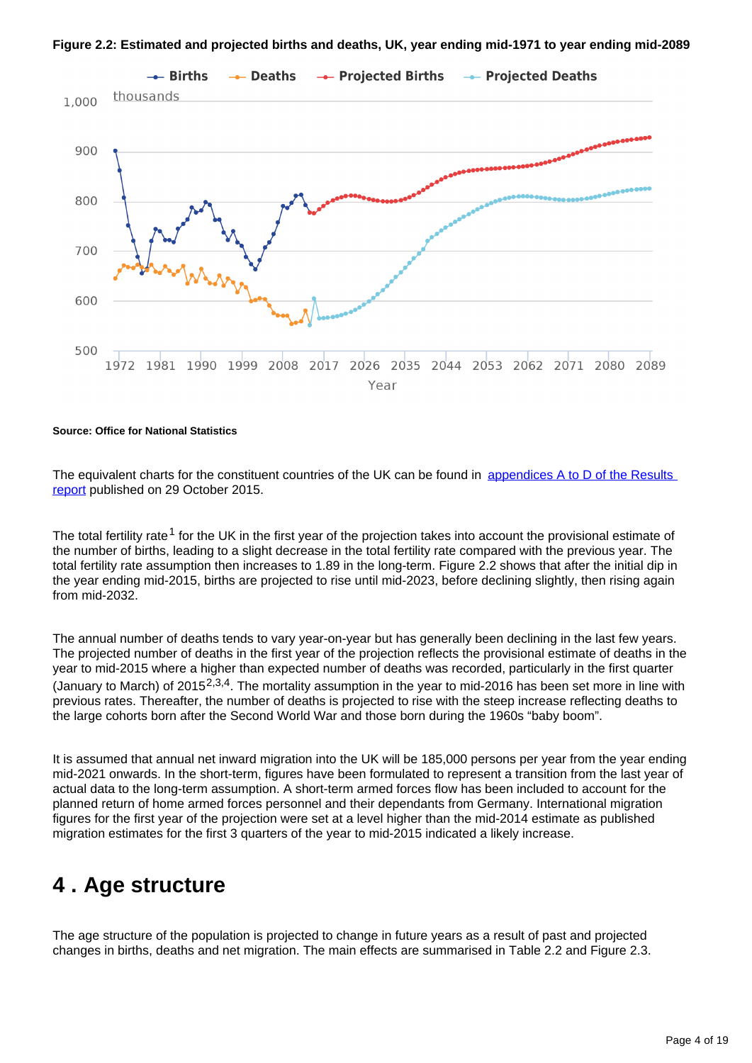**Figure 2.2: Estimated and projected births and deaths, UK, year ending mid-1971 to year ending mid-2089**

**Source: Office for National Statistics**

The equivalent charts for the constituent countries of the UK can be found in [appendices A to D of the Results report](#) published on 29 October 2015.

The total fertility rate[1] for the UK in the first year of the projection takes into account the provisional estimate of the number of births, leading to a slight decrease in the total fertility rate compared with the previous year. The total fertility rate assumption then increases to 1.89 in the long-term. Figure 2.2 shows that after the initial dip in the year ending mid-2015, births are projected to rise until mid-2023, before declining slightly, then rising again from mid-2032.

The annual number of deaths tends to vary year-on-year but has generally been declining in the last few years. The projected number of deaths in the first year of the projection reflects the provisional estimate of deaths in the year to mid-2015 where a higher than expected number of deaths was recorded, particularly in the first quarter (January to March) of 2015[2,3,4]. The mortality assumption in the year to mid-2016 has been set more in line with previous rates. Thereafter, the number of deaths is projected to rise with the steep increase reflecting deaths to the large cohorts born after the Second World War and those born during the 1960s "baby boom".

It is assumed that annual net inward migration into the UK will be 185,000 persons per year from the year ending mid-2021 onwards. In the short-term, figures have been formulated to represent a transition from the last year of actual data to the long-term assumption. A short-term armed forces flow has been included to account for the planned return of home armed forces personnel and their dependants from Germany. International migration figures for the first year of the projection were set at a level higher than the mid-2014 estimate as published migration estimates for the first 3 quarters of the year to mid-2015 indicated a likely increase.

# 4 . Age structure

The age structure of the population is projected to change in future years as a result of past and projected changes in births, deaths and net migration. The main effects are summarised in Table 2.2 and Figure 2.3.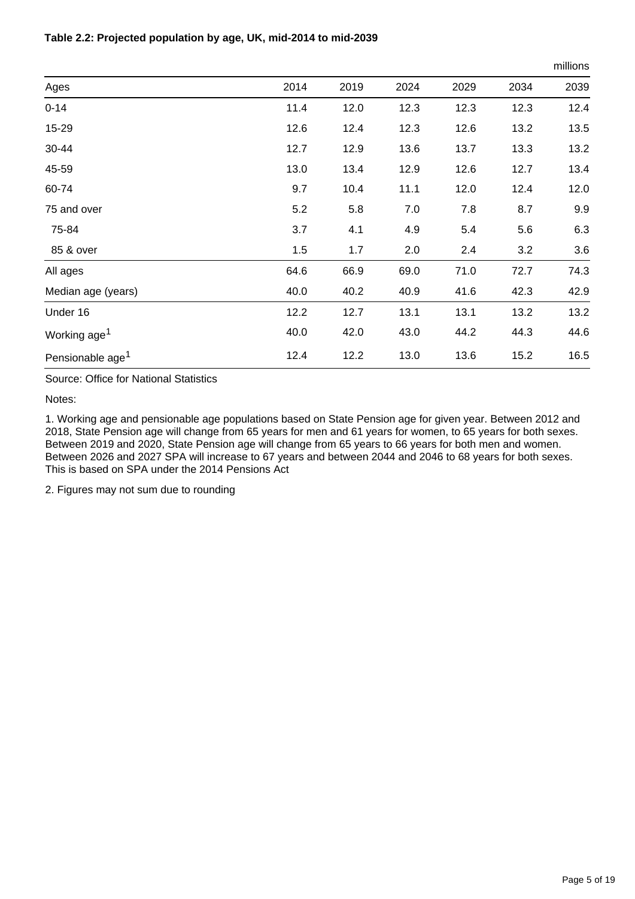**Table 2.2: Projected population by age, UK, mid-2014 to mid-2039**

millions

| Ages | 2014 | 2019 | 2024 | 2029 | 2034 | 2039 |
|---|---|---|---|---|---|---|
| 0-14 | 11.4 | 12.0 | 12.3 | 12.3 | 12.3 | 12.4 |
| 15-29 | 12.6 | 12.4 | 12.3 | 12.6 | 13.2 | 13.5 |
| 30-44 | 12.7 | 12.9 | 13.6 | 13.7 | 13.3 | 13.2 |
| 45-59 | 13.0 | 13.4 | 12.9 | 12.6 | 12.7 | 13.4 |
| 60-74 | 9.7 | 10.4 | 11.1 | 12.0 | 12.4 | 12.0 |
| 75 and over | 5.2 | 5.8 | 7.0 | 7.8 | 8.7 | 9.9 |
| 75-84 | 3.7 | 4.1 | 4.9 | 5.4 | 5.6 | 6.3 |
| 85 & over | 1.5 | 1.7 | 2.0 | 2.4 | 3.2 | 3.6 |
| All ages | 64.6 | 66.9 | 69.0 | 71.0 | 72.7 | 74.3 |
| Median age (years) | 40.0 | 40.2 | 40.9 | 41.6 | 42.3 | 42.9 |
| Under 16 | 12.2 | 12.7 | 13.1 | 13.1 | 13.2 | 13.2 |
| Working age[1] | 40.0 | 42.0 | 43.0 | 44.2 | 44.3 | 44.6 |
| Pensionable age[1] | 12.4 | 12.2 | 13.0 | 13.6 | 15.2 | 16.5 |

Source: Office for National Statistics

Notes:

1. Working age and pensionable age populations based on State Pension age for given year. Between 2012 and 2018, State Pension age will change from 65 years for men and 61 years for women, to 65 years for both sexes. Between 2019 and 2020, State Pension age will change from 65 years to 66 years for both men and women. Between 2026 and 2027 SPA will increase to 67 years and between 2044 and 2046 to 68 years for both sexes. This is based on SPA under the 2014 Pensions Act

2. Figures may not sum due to rounding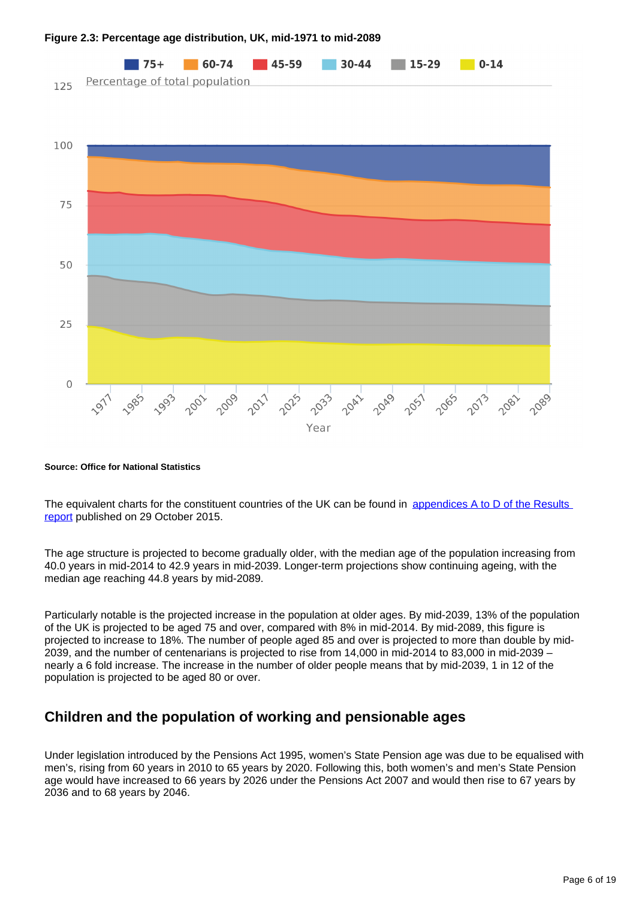**Figure 2.3: Percentage age distribution, UK, mid-1971 to mid-2089**

**Source: Office for National Statistics**

The equivalent charts for the constituent countries of the UK can be found in appendices A to D of the Results report published on 29 October 2015.

The age structure is projected to become gradually older, with the median age of the population increasing from 40.0 years in mid-2014 to 42.9 years in mid-2039. Longer-term projections show continuing ageing, with the median age reaching 44.8 years by mid-2089.

Particularly notable is the projected increase in the population at older ages. By mid-2039, 13% of the population of the UK is projected to be aged 75 and over, compared with 8% in mid-2014. By mid-2089, this figure is projected to increase to 18%. The number of people aged 85 and over is projected to more than double by mid-2039, and the number of centenarians is projected to rise from 14,000 in mid-2014 to 83,000 in mid-2039 – nearly a 6 fold increase. The increase in the number of older people means that by mid-2039, 1 in 12 of the population is projected to be aged 80 or over.

## Children and the population of working and pensionable ages

Under legislation introduced by the Pensions Act 1995, women's State Pension age was due to be equalised with men's, rising from 60 years in 2010 to 65 years by 2020. Following this, both women's and men's State Pension age would have increased to 66 years by 2026 under the Pensions Act 2007 and would then rise to 67 years by 2036 and to 68 years by 2046.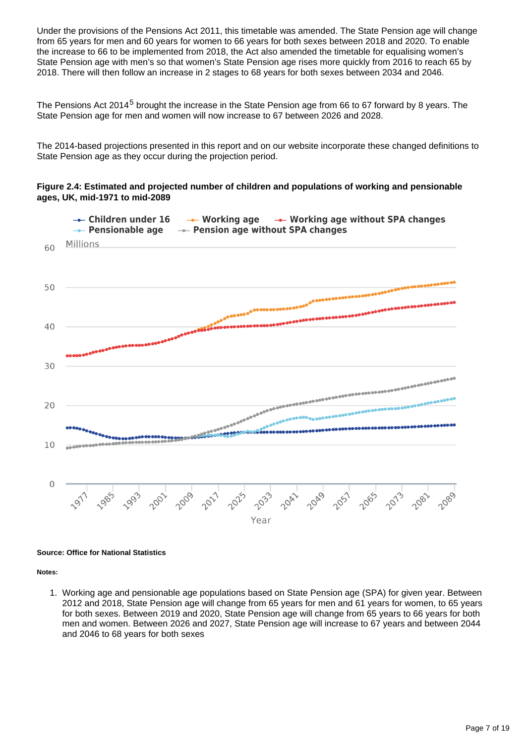Under the provisions of the Pensions Act 2011, this timetable was amended. The State Pension age will change from 65 years for men and 60 years for women to 66 years for both sexes between 2018 and 2020. To enable the increase to 66 to be implemented from 2018, the Act also amended the timetable for equalising women's State Pension age with men's so that women's State Pension age rises more quickly from 2016 to reach 65 by 2018. There will then follow an increase in 2 stages to 68 years for both sexes between 2034 and 2046.

The Pensions Act 2014[5] brought the increase in the State Pension age from 66 to 67 forward by 8 years. The State Pension age for men and women will now increase to 67 between 2026 and 2028.

The 2014-based projections presented in this report and on our website incorporate these changed definitions to State Pension age as they occur during the projection period.

**Figure 2.4: Estimated and projected number of children and populations of working and pensionable ages, UK, mid-1971 to mid-2089**

**Source: Office for National Statistics**

**Notes:**

1. Working age and pensionable age populations based on State Pension age (SPA) for given year. Between 2012 and 2018, State Pension age will change from 65 years for men and 61 years for women, to 65 years for both sexes. Between 2019 and 2020, State Pension age will change from 65 years to 66 years for both men and women. Between 2026 and 2027, State Pension age will increase to 67 years and between 2044 and 2046 to 68 years for both sexes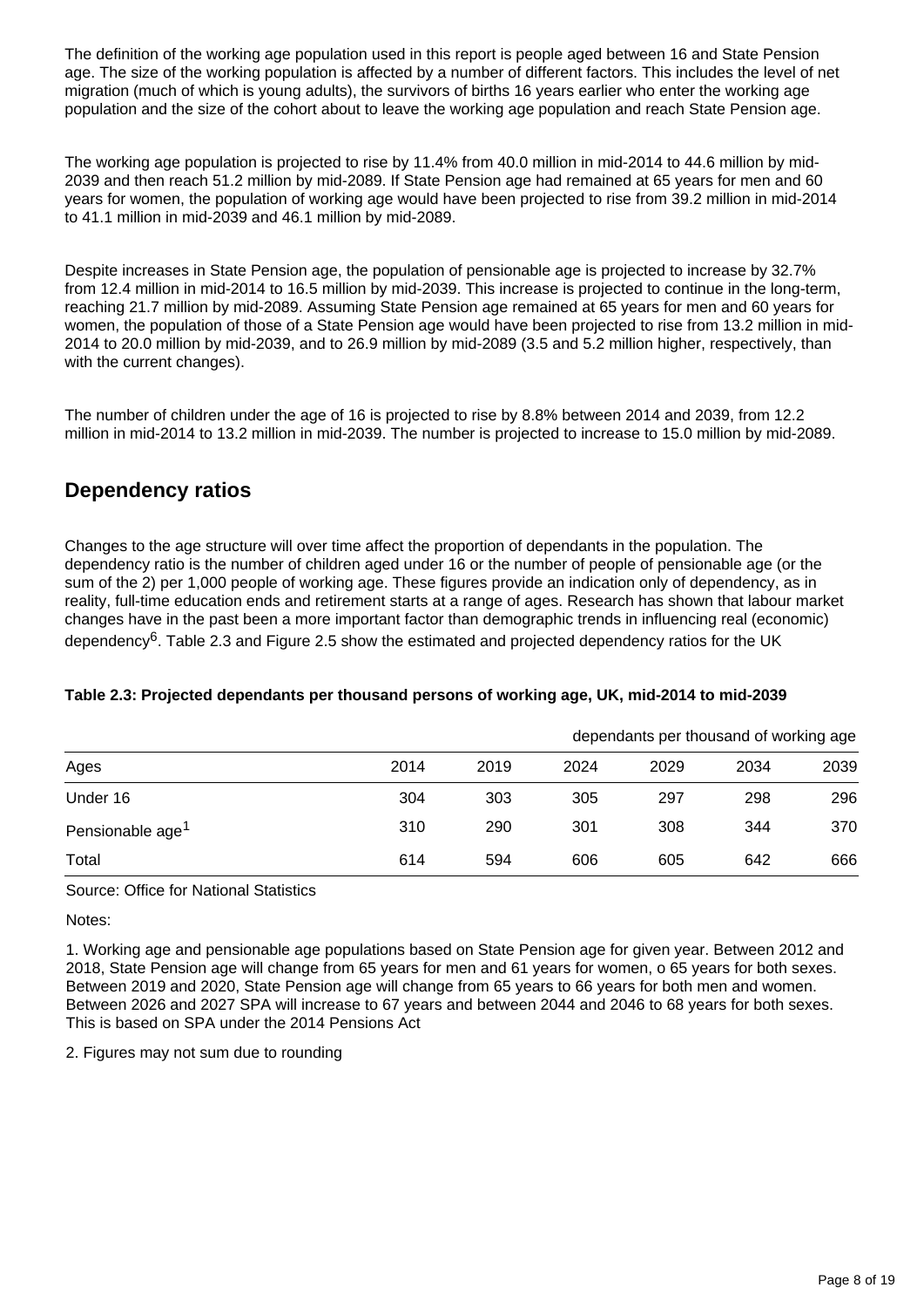The definition of the working age population used in this report is people aged between 16 and State Pension age. The size of the working population is affected by a number of different factors. This includes the level of net migration (much of which is young adults), the survivors of births 16 years earlier who enter the working age population and the size of the cohort about to leave the working age population and reach State Pension age.

The working age population is projected to rise by 11.4% from 40.0 million in mid-2014 to 44.6 million by mid-2039 and then reach 51.2 million by mid-2089. If State Pension age had remained at 65 years for men and 60 years for women, the population of working age would have been projected to rise from 39.2 million in mid-2014 to 41.1 million in mid-2039 and 46.1 million by mid-2089.

Despite increases in State Pension age, the population of pensionable age is projected to increase by 32.7% from 12.4 million in mid-2014 to 16.5 million by mid-2039. This increase is projected to continue in the long-term, reaching 21.7 million by mid-2089. Assuming State Pension age remained at 65 years for men and 60 years for women, the population of those of a State Pension age would have been projected to rise from 13.2 million in mid-2014 to 20.0 million by mid-2039, and to 26.9 million by mid-2089 (3.5 and 5.2 million higher, respectively, than with the current changes).

The number of children under the age of 16 is projected to rise by 8.8% between 2014 and 2039, from 12.2 million in mid-2014 to 13.2 million in mid-2039. The number is projected to increase to 15.0 million by mid-2089.

## Dependency ratios

Changes to the age structure will over time affect the proportion of dependants in the population. The dependency ratio is the number of children aged under 16 or the number of people of pensionable age (or the sum of the 2) per 1,000 people of working age. These figures provide an indication only of dependency, as in reality, full-time education ends and retirement starts at a range of ages. Research has shown that labour market changes have in the past been a more important factor than demographic trends in influencing real (economic) dependency[6]. Table 2.3 and Figure 2.5 show the estimated and projected dependency ratios for the UK

**Table 2.3: Projected dependants per thousand persons of working age, UK, mid-2014 to mid-2039**

dependants per thousand of working age

| Ages | 2014 | 2019 | 2024 | 2029 | 2034 | 2039 |
|---|---|---|---|---|---|---|
| Under 16 | 304 | 303 | 305 | 297 | 298 | 296 |
| Pensionable age[1] | 310 | 290 | 301 | 308 | 344 | 370 |
| Total | 614 | 594 | 606 | 605 | 642 | 666 |

Source: Office for National Statistics

Notes:

1. Working age and pensionable age populations based on State Pension age for given year. Between 2012 and 2018, State Pension age will change from 65 years for men and 61 years for women, o 65 years for both sexes. Between 2019 and 2020, State Pension age will change from 65 years to 66 years for both men and women. Between 2026 and 2027 SPA will increase to 67 years and between 2044 and 2046 to 68 years for both sexes. This is based on SPA under the 2014 Pensions Act

2. Figures may not sum due to rounding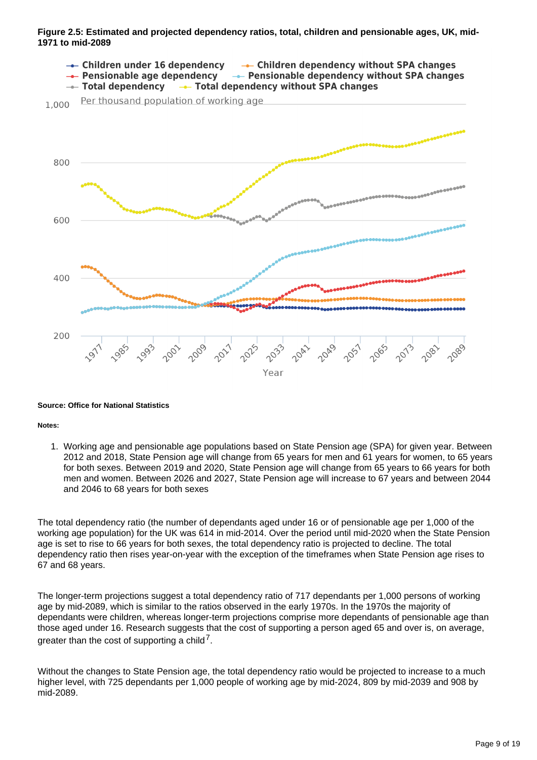**Figure 2.5: Estimated and projected dependency ratios, total, children and pensionable ages, UK, mid-1971 to mid-2089**

**Source: Office for National Statistics**

**Notes:**

1. Working age and pensionable age populations based on State Pension age (SPA) for given year. Between 2012 and 2018, State Pension age will change from 65 years for men and 61 years for women, to 65 years for both sexes. Between 2019 and 2020, State Pension age will change from 65 years to 66 years for both men and women. Between 2026 and 2027, State Pension age will increase to 67 years and between 2044 and 2046 to 68 years for both sexes

The total dependency ratio (the number of dependants aged under 16 or of pensionable age per 1,000 of the working age population) for the UK was 614 in mid-2014. Over the period until mid-2020 when the State Pension age is set to rise to 66 years for both sexes, the total dependency ratio is projected to decline. The total dependency ratio then rises year-on-year with the exception of the timeframes when State Pension age rises to 67 and 68 years.

The longer-term projections suggest a total dependency ratio of 717 dependants per 1,000 persons of working age by mid-2089, which is similar to the ratios observed in the early 1970s. In the 1970s the majority of dependants were children, whereas longer-term projections comprise more dependants of pensionable age than those aged under 16. Research suggests that the cost of supporting a person aged 65 and over is, on average, greater than the cost of supporting a child[7].

Without the changes to State Pension age, the total dependency ratio would be projected to increase to a much higher level, with 725 dependants per 1,000 people of working age by mid-2024, 809 by mid-2039 and 908 by mid-2089.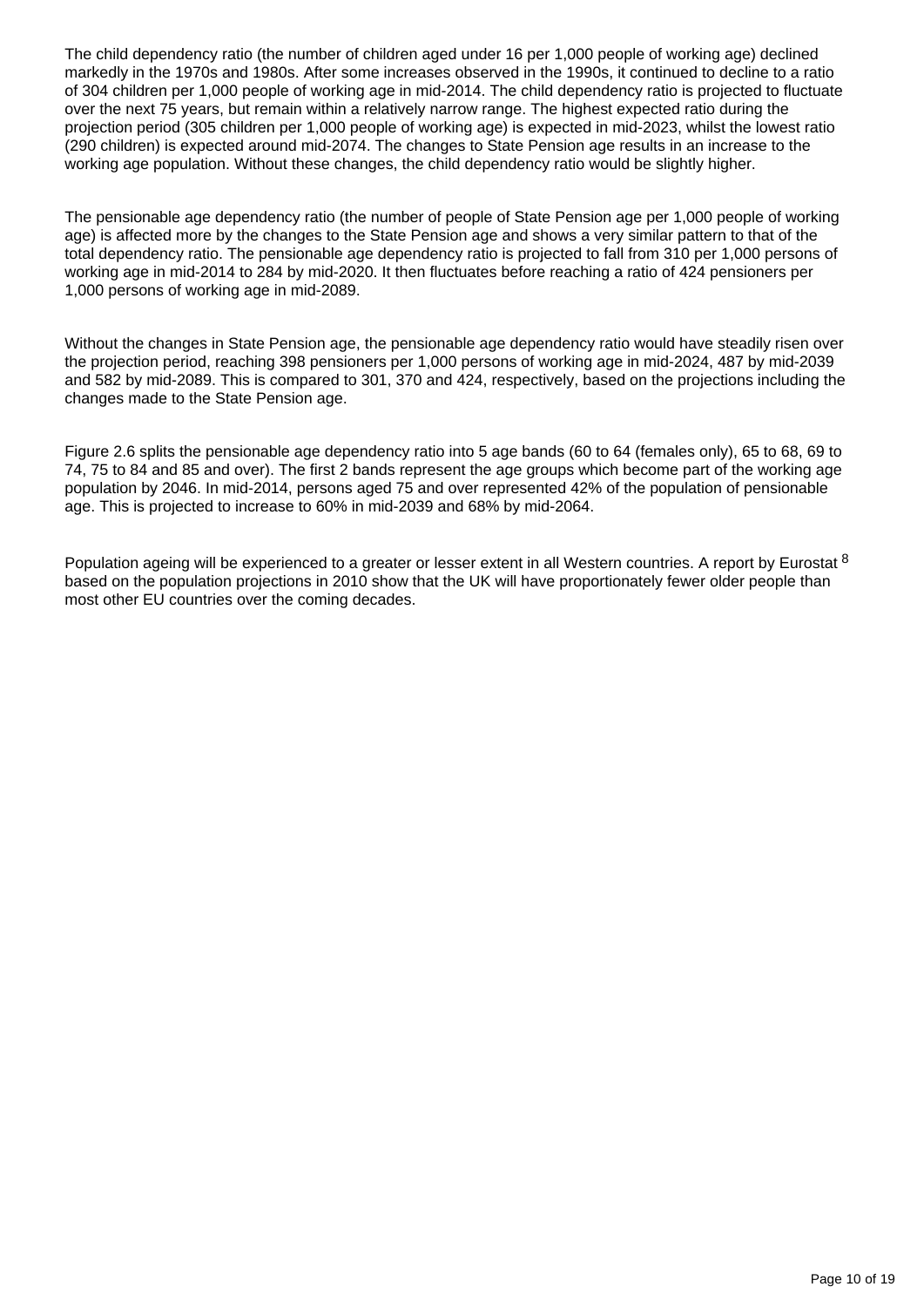The child dependency ratio (the number of children aged under 16 per 1,000 people of working age) declined markedly in the 1970s and 1980s. After some increases observed in the 1990s, it continued to decline to a ratio of 304 children per 1,000 people of working age in mid-2014. The child dependency ratio is projected to fluctuate over the next 75 years, but remain within a relatively narrow range. The highest expected ratio during the projection period (305 children per 1,000 people of working age) is expected in mid-2023, whilst the lowest ratio (290 children) is expected around mid-2074. The changes to State Pension age results in an increase to the working age population. Without these changes, the child dependency ratio would be slightly higher.

The pensionable age dependency ratio (the number of people of State Pension age per 1,000 people of working age) is affected more by the changes to the State Pension age and shows a very similar pattern to that of the total dependency ratio. The pensionable age dependency ratio is projected to fall from 310 per 1,000 persons of working age in mid-2014 to 284 by mid-2020. It then fluctuates before reaching a ratio of 424 pensioners per 1,000 persons of working age in mid-2089.

Without the changes in State Pension age, the pensionable age dependency ratio would have steadily risen over the projection period, reaching 398 pensioners per 1,000 persons of working age in mid-2024, 487 by mid-2039 and 582 by mid-2089. This is compared to 301, 370 and 424, respectively, based on the projections including the changes made to the State Pension age.

Figure 2.6 splits the pensionable age dependency ratio into 5 age bands (60 to 64 (females only), 65 to 68, 69 to 74, 75 to 84 and 85 and over). The first 2 bands represent the age groups which become part of the working age population by 2046. In mid-2014, persons aged 75 and over represented 42% of the population of pensionable age. This is projected to increase to 60% in mid-2039 and 68% by mid-2064.

Population ageing will be experienced to a greater or lesser extent in all Western countries. A report by Eurostat [8] based on the population projections in 2010 show that the UK will have proportionately fewer older people than most other EU countries over the coming decades.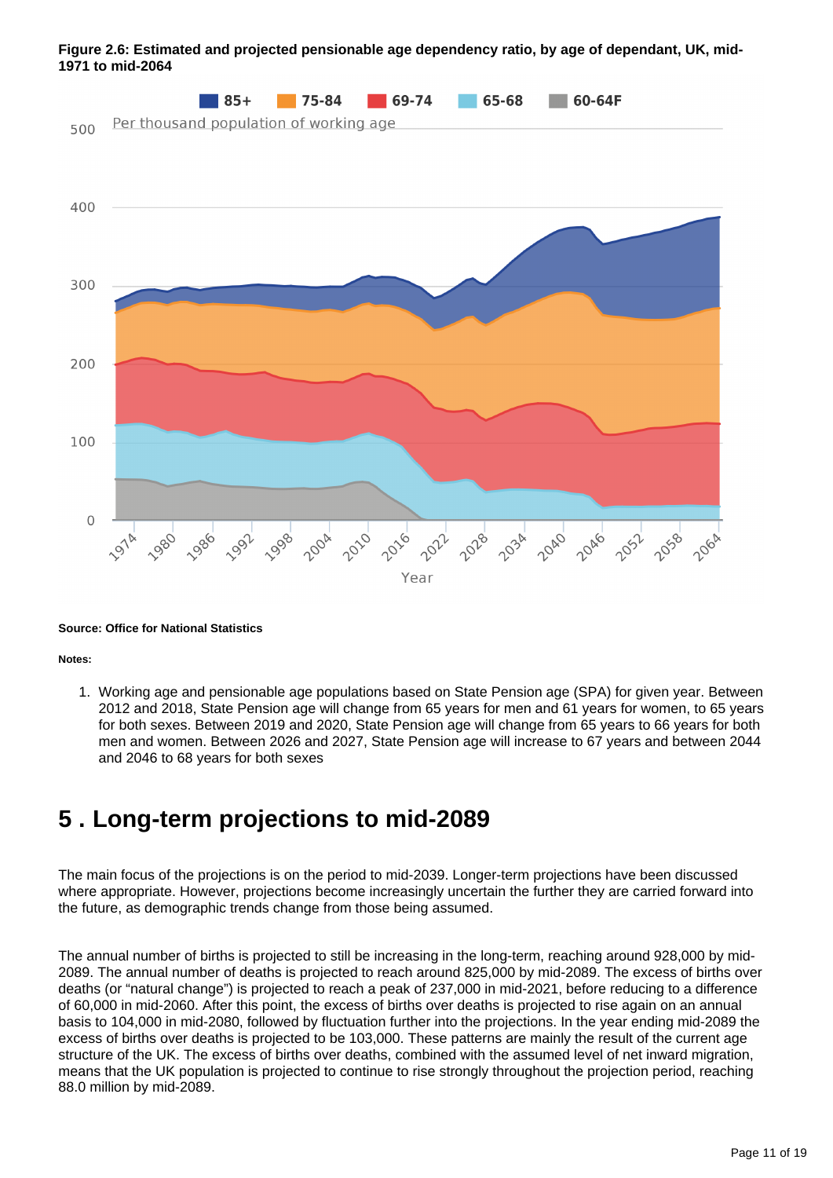**Figure 2.6: Estimated and projected pensionable age dependency ratio, by age of dependant, UK, mid-1971 to mid-2064**

**Source: Office for National Statistics**

**Notes:**

1. Working age and pensionable age populations based on State Pension age (SPA) for given year. Between 2012 and 2018, State Pension age will change from 65 years for men and 61 years for women, to 65 years for both sexes. Between 2019 and 2020, State Pension age will change from 65 years to 66 years for both men and women. Between 2026 and 2027, State Pension age will increase to 67 years and between 2044 and 2046 to 68 years for both sexes

# 5 . Long-term projections to mid-2089

The main focus of the projections is on the period to mid-2039. Longer-term projections have been discussed where appropriate. However, projections become increasingly uncertain the further they are carried forward into the future, as demographic trends change from those being assumed.

The annual number of births is projected to still be increasing in the long-term, reaching around 928,000 by mid-2089. The annual number of deaths is projected to reach around 825,000 by mid-2089. The excess of births over deaths (or "natural change") is projected to reach a peak of 237,000 in mid-2021, before reducing to a difference of 60,000 in mid-2060. After this point, the excess of births over deaths is projected to rise again on an annual basis to 104,000 in mid-2080, followed by fluctuation further into the projections. In the year ending mid-2089 the excess of births over deaths is projected to be 103,000. These patterns are mainly the result of the current age structure of the UK. The excess of births over deaths, combined with the assumed level of net inward migration, means that the UK population is projected to continue to rise strongly throughout the projection period, reaching 88.0 million by mid-2089.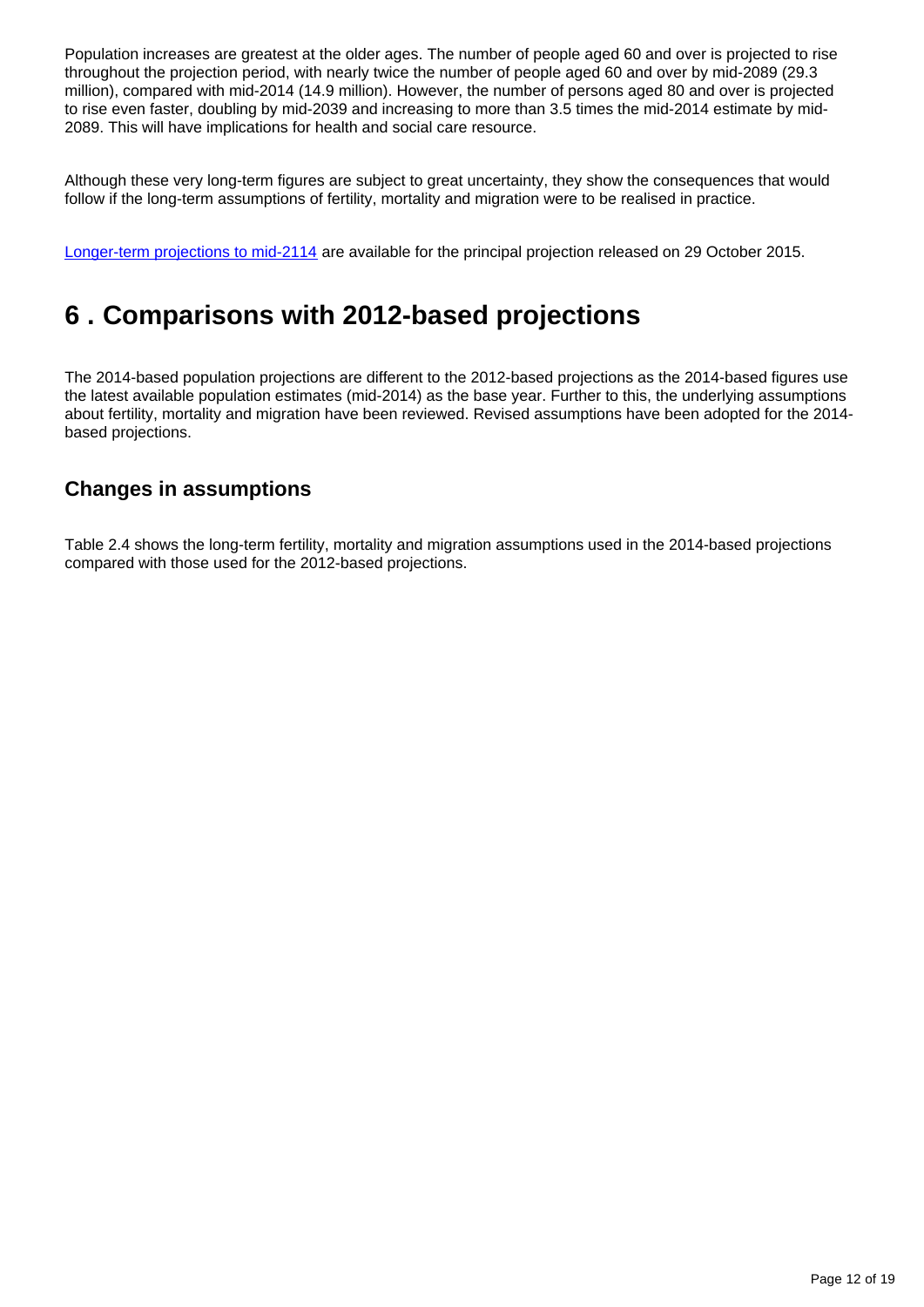Population increases are greatest at the older ages. The number of people aged 60 and over is projected to rise throughout the projection period, with nearly twice the number of people aged 60 and over by mid-2089 (29.3 million), compared with mid-2014 (14.9 million). However, the number of persons aged 80 and over is projected to rise even faster, doubling by mid-2039 and increasing to more than 3.5 times the mid-2014 estimate by mid-2089. This will have implications for health and social care resource.

Although these very long-term figures are subject to great uncertainty, they show the consequences that would follow if the long-term assumptions of fertility, mortality and migration were to be realised in practice.

Longer-term projections to mid-2114 are available for the principal projection released on 29 October 2015.

# 6 . Comparisons with 2012-based projections

The 2014-based population projections are different to the 2012-based projections as the 2014-based figures use the latest available population estimates (mid-2014) as the base year. Further to this, the underlying assumptions about fertility, mortality and migration have been reviewed. Revised assumptions have been adopted for the 2014-based projections.

## Changes in assumptions

Table 2.4 shows the long-term fertility, mortality and migration assumptions used in the 2014-based projections compared with those used for the 2012-based projections.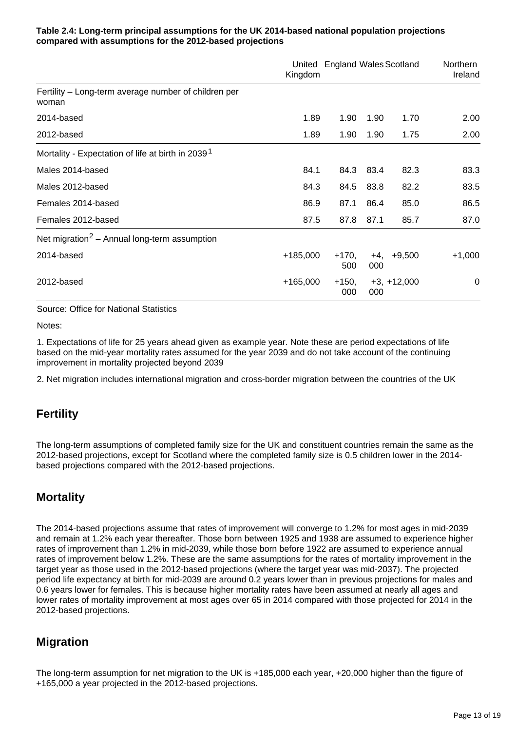**Table 2.4: Long-term principal assumptions for the UK 2014-based national population projections compared with assumptions for the 2012-based projections**

| | United Kingdom | England | Wales | Scotland | Northern Ireland |
|---|---|---|---|---|---|
| Fertility – Long-term average number of children per woman | | | | | |
| 2014-based | 1.89 | 1.90 | 1.90 | 1.70 | 2.00 |
| 2012-based | 1.89 | 1.90 | 1.90 | 1.75 | 2.00 |
| Mortality - Expectation of life at birth in 2039[1] | | | | | |
| Males 2014-based | 84.1 | 84.3 | 83.4 | 82.3 | 83.3 |
| Males 2012-based | 84.3 | 84.5 | 83.8 | 82.2 | 83.5 |
| Females 2014-based | 86.9 | 87.1 | 86.4 | 85.0 | 86.5 |
| Females 2012-based | 87.5 | 87.8 | 87.1 | 85.7 | 87.0 |
| Net migration[2] – Annual long-term assumption | | | | | |
| 2014-based | +185,000 | +170,500 | +4,000 | +9,500 | +1,000 |
| 2012-based | +165,000 | +150,000 | +3,000 | +12,000 | 0 |

Source: Office for National Statistics

Notes:

1. Expectations of life for 25 years ahead given as example year. Note these are period expectations of life based on the mid-year mortality rates assumed for the year 2039 and do not take account of the continuing improvement in mortality projected beyond 2039

2. Net migration includes international migration and cross-border migration between the countries of the UK

## Fertility

The long-term assumptions of completed family size for the UK and constituent countries remain the same as the 2012-based projections, except for Scotland where the completed family size is 0.5 children lower in the 2014-based projections compared with the 2012-based projections.

## Mortality

The 2014-based projections assume that rates of improvement will converge to 1.2% for most ages in mid-2039 and remain at 1.2% each year thereafter. Those born between 1925 and 1938 are assumed to experience higher rates of improvement than 1.2% in mid-2039, while those born before 1922 are assumed to experience annual rates of improvement below 1.2%. These are the same assumptions for the rates of mortality improvement in the target year as those used in the 2012-based projections (where the target year was mid-2037). The projected period life expectancy at birth for mid-2039 are around 0.2 years lower than in previous projections for males and 0.6 years lower for females. This is because higher mortality rates have been assumed at nearly all ages and lower rates of mortality improvement at most ages over 65 in 2014 compared with those projected for 2014 in the 2012-based projections.

## Migration

The long-term assumption for net migration to the UK is +185,000 each year, +20,000 higher than the figure of +165,000 a year projected in the 2012-based projections.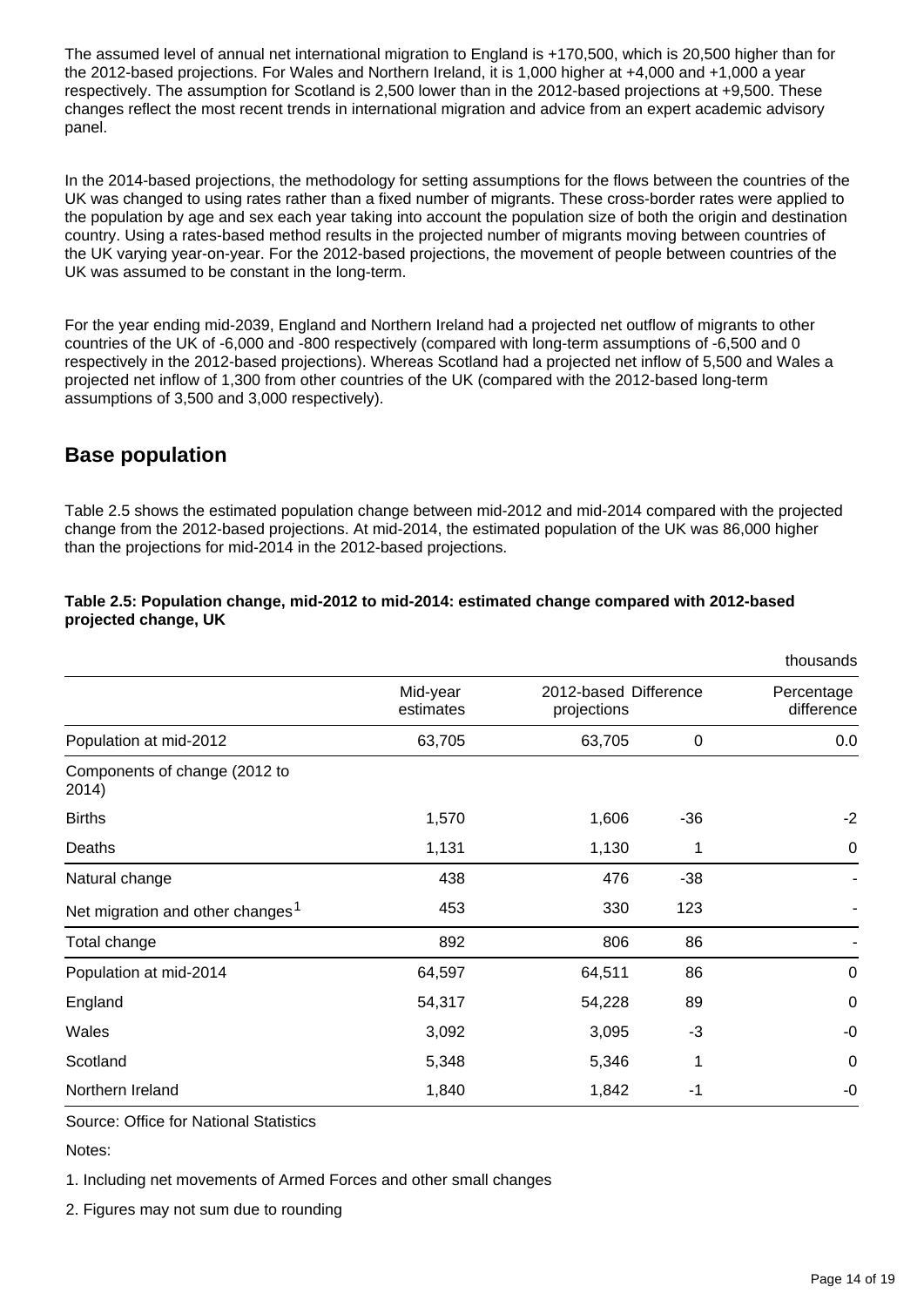The assumed level of annual net international migration to England is +170,500, which is 20,500 higher than for the 2012-based projections. For Wales and Northern Ireland, it is 1,000 higher at +4,000 and +1,000 a year respectively. The assumption for Scotland is 2,500 lower than in the 2012-based projections at +9,500. These changes reflect the most recent trends in international migration and advice from an expert academic advisory panel.

In the 2014-based projections, the methodology for setting assumptions for the flows between the countries of the UK was changed to using rates rather than a fixed number of migrants. These cross-border rates were applied to the population by age and sex each year taking into account the population size of both the origin and destination country. Using a rates-based method results in the projected number of migrants moving between countries of the UK varying year-on-year. For the 2012-based projections, the movement of people between countries of the UK was assumed to be constant in the long-term.

For the year ending mid-2039, England and Northern Ireland had a projected net outflow of migrants to other countries of the UK of -6,000 and -800 respectively (compared with long-term assumptions of -6,500 and 0 respectively in the 2012-based projections). Whereas Scotland had a projected net inflow of 5,500 and Wales a projected net inflow of 1,300 from other countries of the UK (compared with the 2012-based long-term assumptions of 3,500 and 3,000 respectively).

## Base population

Table 2.5 shows the estimated population change between mid-2012 and mid-2014 compared with the projected change from the 2012-based projections. At mid-2014, the estimated population of the UK was 86,000 higher than the projections for mid-2014 in the 2012-based projections.

**Table 2.5: Population change, mid-2012 to mid-2014: estimated change compared with 2012-based projected change, UK**

thousands

| | Mid-year estimates | 2012-based projections | Difference | Percentage difference |
|---|---|---|---|---|
| Population at mid-2012 | 63,705 | 63,705 | 0 | 0.0 |
| Components of change (2012 to 2014) | | | | |
| Births | 1,570 | 1,606 | -36 | -2 |
| Deaths | 1,131 | 1,130 | 1 | 0 |
| Natural change | 438 | 476 | -38 | - |
| Net migration and other changes[1] | 453 | 330 | 123 | - |
| Total change | 892 | 806 | 86 | - |
| Population at mid-2014 | 64,597 | 64,511 | 86 | 0 |
| England | 54,317 | 54,228 | 89 | 0 |
| Wales | 3,092 | 3,095 | -3 | -0 |
| Scotland | 5,348 | 5,346 | 1 | 0 |
| Northern Ireland | 1,840 | 1,842 | -1 | -0 |

Source: Office for National Statistics

Notes:

1. Including net movements of Armed Forces and other small changes

2. Figures may not sum due to rounding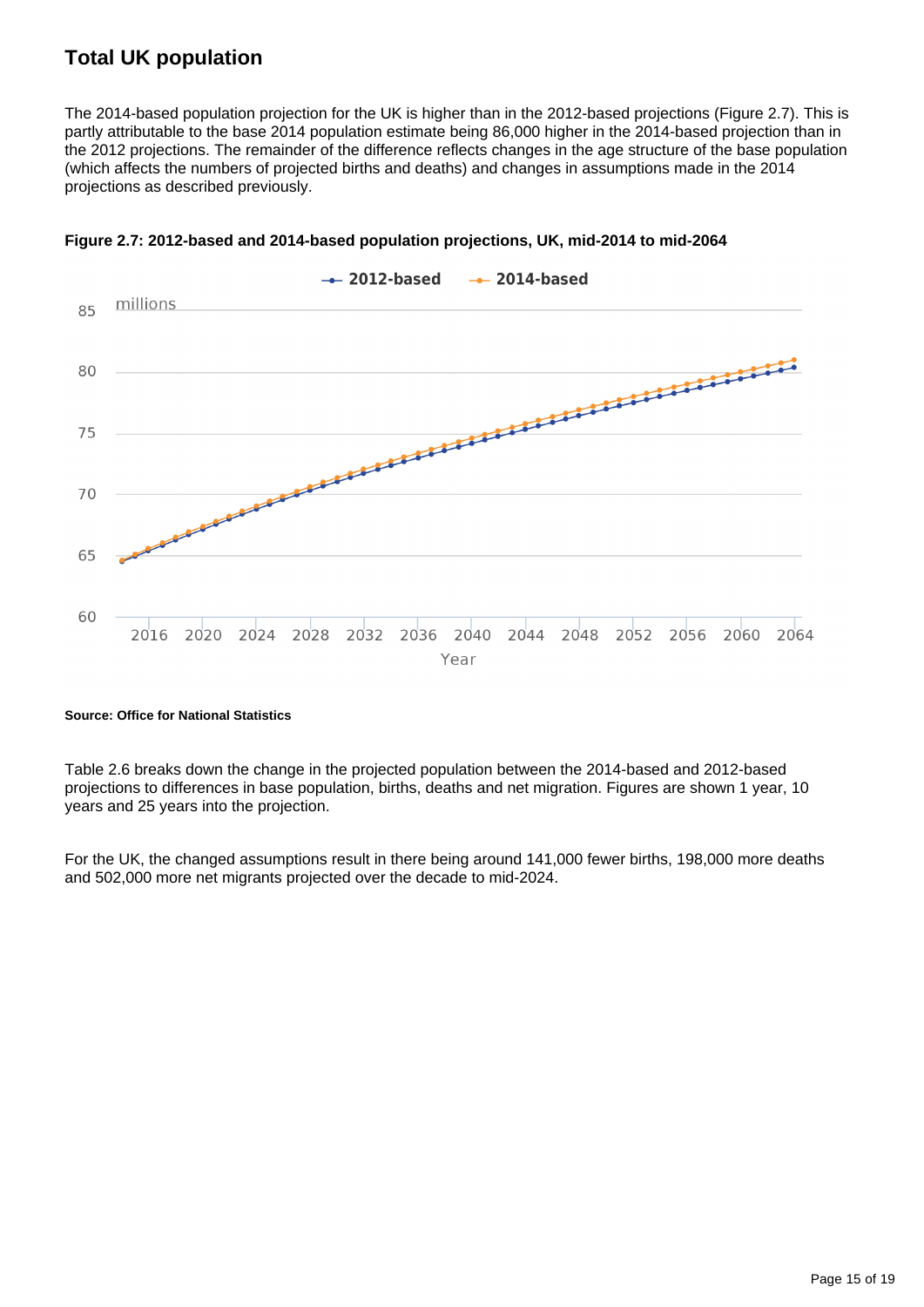## Total UK population

The 2014-based population projection for the UK is higher than in the 2012-based projections (Figure 2.7). This is partly attributable to the base 2014 population estimate being 86,000 higher in the 2014-based projection than in the 2012 projections. The remainder of the difference reflects changes in the age structure of the base population (which affects the numbers of projected births and deaths) and changes in assumptions made in the 2014 projections as described previously.

**Figure 2.7: 2012-based and 2014-based population projections, UK, mid-2014 to mid-2064**

**Source: Office for National Statistics**

Table 2.6 breaks down the change in the projected population between the 2014-based and 2012-based projections to differences in base population, births, deaths and net migration. Figures are shown 1 year, 10 years and 25 years into the projection.

For the UK, the changed assumptions result in there being around 141,000 fewer births, 198,000 more deaths and 502,000 more net migrants projected over the decade to mid-2024.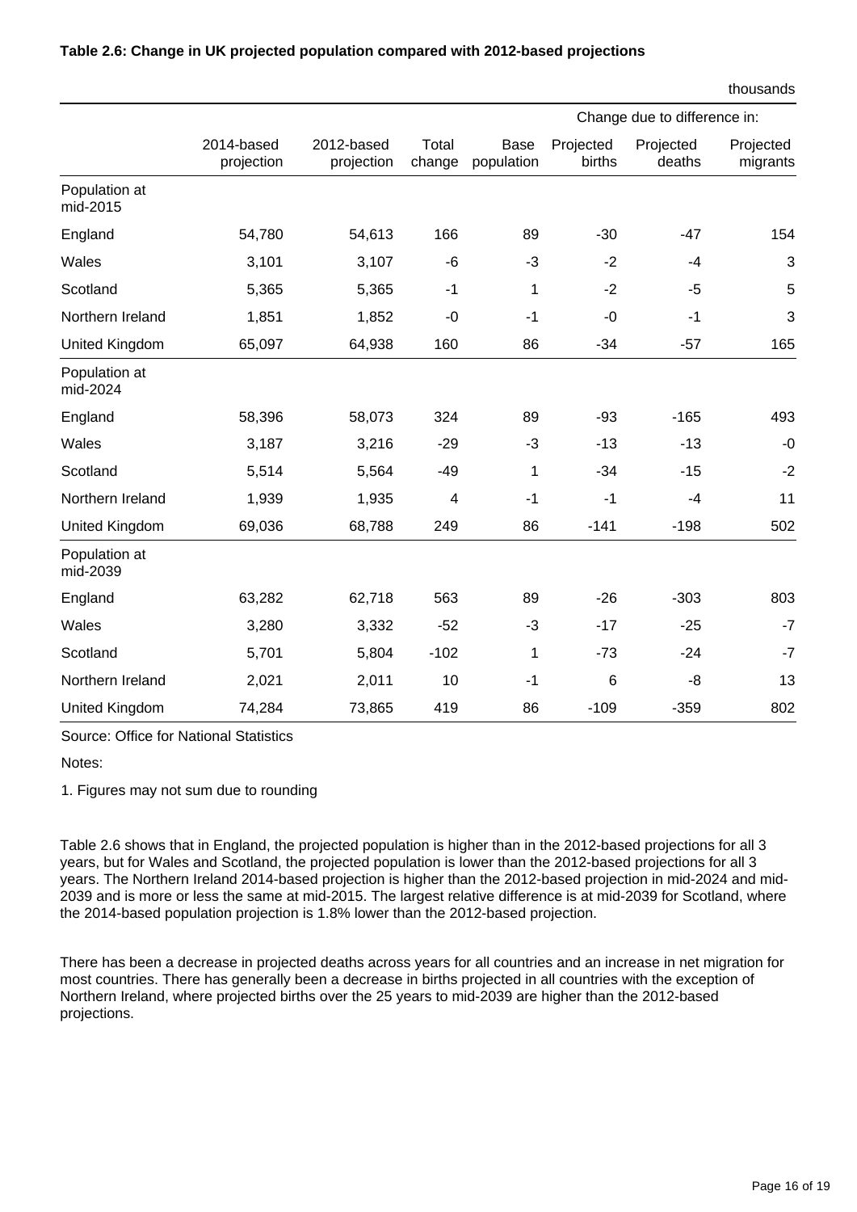**Table 2.6: Change in UK projected population compared with 2012-based projections**

thousands

| | | | | Change due to difference in: | | | |
|---|---|---|---|---|---|---|---|
| | 2014-based projection | 2012-based projection | Total change | Base population | Projected births | Projected deaths | Projected migrants |
| **Population at mid-2015** | | | | | | | |
| England | 54,780 | 54,613 | 166 | 89 | -30 | -47 | 154 |
| Wales | 3,101 | 3,107 | -6 | -3 | -2 | -4 | 3 |
| Scotland | 5,365 | 5,365 | -1 | 1 | -2 | -5 | 5 |
| Northern Ireland | 1,851 | 1,852 | -0 | -1 | -0 | -1 | 3 |
| United Kingdom | 65,097 | 64,938 | 160 | 86 | -34 | -57 | 165 |
| **Population at mid-2024** | | | | | | | |
| England | 58,396 | 58,073 | 324 | 89 | -93 | -165 | 493 |
| Wales | 3,187 | 3,216 | -29 | -3 | -13 | -13 | -0 |
| Scotland | 5,514 | 5,564 | -49 | 1 | -34 | -15 | -2 |
| Northern Ireland | 1,939 | 1,935 | 4 | -1 | -1 | -4 | 11 |
| United Kingdom | 69,036 | 68,788 | 249 | 86 | -141 | -198 | 502 |
| **Population at mid-2039** | | | | | | | |
| England | 63,282 | 62,718 | 563 | 89 | -26 | -303 | 803 |
| Wales | 3,280 | 3,332 | -52 | -3 | -17 | -25 | -7 |
| Scotland | 5,701 | 5,804 | -102 | 1 | -73 | -24 | -7 |
| Northern Ireland | 2,021 | 2,011 | 10 | -1 | 6 | -8 | 13 |
| United Kingdom | 74,284 | 73,865 | 419 | 86 | -109 | -359 | 802 |

Source: Office for National Statistics

Notes:

1. Figures may not sum due to rounding

Table 2.6 shows that in England, the projected population is higher than in the 2012-based projections for all 3 years, but for Wales and Scotland, the projected population is lower than the 2012-based projections for all 3 years. The Northern Ireland 2014-based projection is higher than the 2012-based projection in mid-2024 and mid-2039 and is more or less the same at mid-2015. The largest relative difference is at mid-2039 for Scotland, where the 2014-based population projection is 1.8% lower than the 2012-based projection.

There has been a decrease in projected deaths across years for all countries and an increase in net migration for most countries. There has generally been a decrease in births projected in all countries with the exception of Northern Ireland, where projected births over the 25 years to mid-2039 are higher than the 2012-based projections.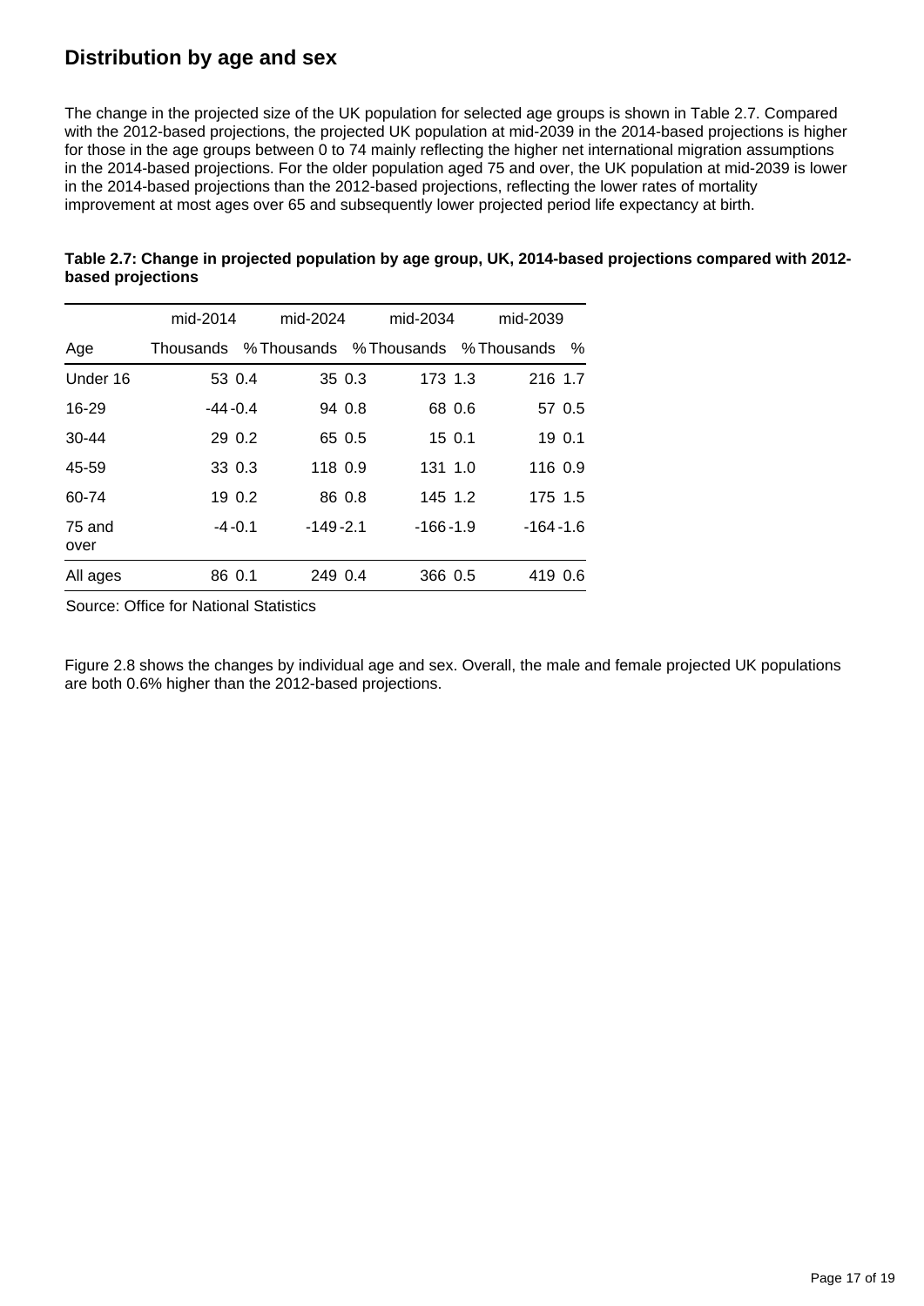## Distribution by age and sex

The change in the projected size of the UK population for selected age groups is shown in Table 2.7. Compared with the 2012-based projections, the projected UK population at mid-2039 in the 2014-based projections is higher for those in the age groups between 0 to 74 mainly reflecting the higher net international migration assumptions in the 2014-based projections. For the older population aged 75 and over, the UK population at mid-2039 is lower in the 2014-based projections than the 2012-based projections, reflecting the lower rates of mortality improvement at most ages over 65 and subsequently lower projected period life expectancy at birth.

**Table 2.7: Change in projected population by age group, UK, 2014-based projections compared with 2012-based projections**

| | mid-2014 | | mid-2024 | | mid-2034 | | mid-2039 | |
|---|---|---|---|---|---|---|---|---|
| Age | Thousands | % | Thousands | % | Thousands | % | Thousands | % |
| Under 16 | 53 | 0.4 | 35 | 0.3 | 173 | 1.3 | 216 | 1.7 |
| 16-29 | -44 | -0.4 | 94 | 0.8 | 68 | 0.6 | 57 | 0.5 |
| 30-44 | 29 | 0.2 | 65 | 0.5 | 15 | 0.1 | 19 | 0.1 |
| 45-59 | 33 | 0.3 | 118 | 0.9 | 131 | 1.0 | 116 | 0.9 |
| 60-74 | 19 | 0.2 | 86 | 0.8 | 145 | 1.2 | 175 | 1.5 |
| 75 and over | -4 | -0.1 | -149 | -2.1 | -166 | -1.9 | -164 | -1.6 |
| All ages | 86 | 0.1 | 249 | 0.4 | 366 | 0.5 | 419 | 0.6 |

Source: Office for National Statistics

Figure 2.8 shows the changes by individual age and sex. Overall, the male and female projected UK populations are both 0.6% higher than the 2012-based projections.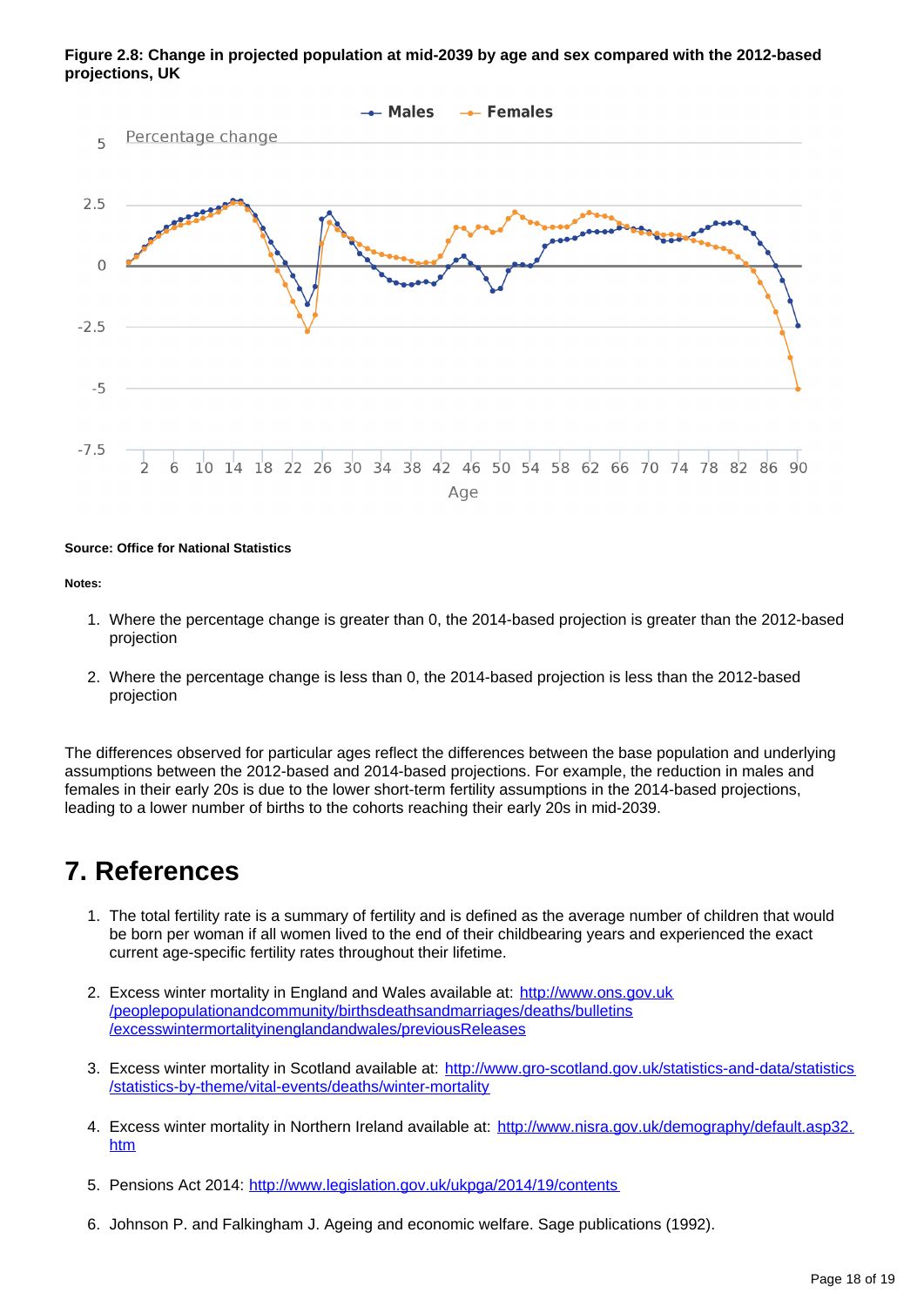**Figure 2.8: Change in projected population at mid-2039 by age and sex compared with the 2012-based projections, UK**

**Source: Office for National Statistics**

**Notes:**

1. Where the percentage change is greater than 0, the 2014-based projection is greater than the 2012-based projection
2. Where the percentage change is less than 0, the 2014-based projection is less than the 2012-based projection

The differences observed for particular ages reflect the differences between the base population and underlying assumptions between the 2012-based and 2014-based projections. For example, the reduction in males and females in their early 20s is due to the lower short-term fertility assumptions in the 2014-based projections, leading to a lower number of births to the cohorts reaching their early 20s in mid-2039.

# 7. References

1. The total fertility rate is a summary of fertility and is defined as the average number of children that would be born per woman if all women lived to the end of their childbearing years and experienced the exact current age-specific fertility rates throughout their lifetime.
2. Excess winter mortality in England and Wales available at: [http://www.ons.gov.uk/peoplepopulationandcommunity/birthsdeathsandmarriages/deaths/bulletins/excesswintermortalityinenglandandwales/previousReleases](http://www.ons.gov.uk/peoplepopulationandcommunity/birthsdeathsandmarriages/deaths/bulletins/excesswintermortalityinenglandandwales/previousReleases)
3. Excess winter mortality in Scotland available at: [http://www.gro-scotland.gov.uk/statistics-and-data/statistics/statistics-by-theme/vital-events/deaths/winter-mortality](http://www.gro-scotland.gov.uk/statistics-and-data/statistics/statistics-by-theme/vital-events/deaths/winter-mortality)
4. Excess winter mortality in Northern Ireland available at: [http://www.nisra.gov.uk/demography/default.asp32.htm](http://www.nisra.gov.uk/demography/default.asp32.htm)
5. Pensions Act 2014: [http://www.legislation.gov.uk/ukpga/2014/19/contents](http://www.legislation.gov.uk/ukpga/2014/19/contents)
6. Johnson P. and Falkingham J. Ageing and economic welfare. Sage publications (1992).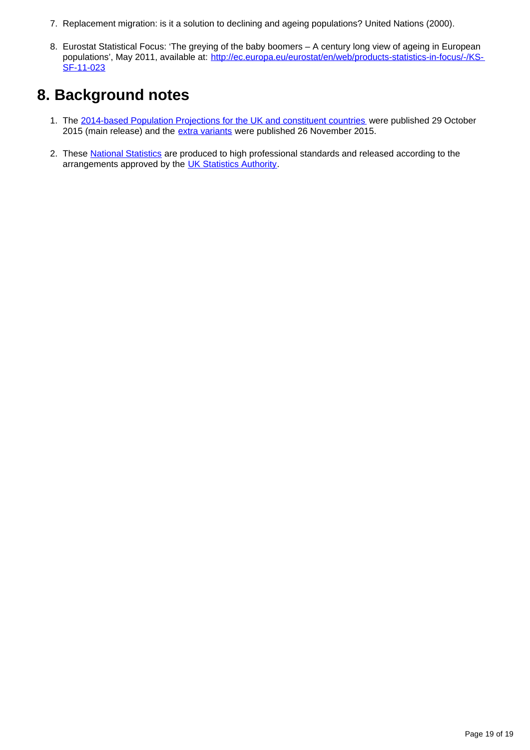7. Replacement migration: is it a solution to declining and ageing populations? United Nations (2000).

8. Eurostat Statistical Focus: 'The greying of the baby boomers – A century long view of ageing in European populations', May 2011, available at: [http://ec.europa.eu/eurostat/en/web/products-statistics-in-focus/-/KS-SF-11-023](http://ec.europa.eu/eurostat/en/web/products-statistics-in-focus/-/KS-SF-11-023)

## 8. Background notes

1. The [2014-based Population Projections for the UK and constituent countries](#) were published 29 October 2015 (main release) and the [extra variants](#) were published 26 November 2015.

2. These [National Statistics](#) are produced to high professional standards and released according to the arrangements approved by the [UK Statistics Authority](#).